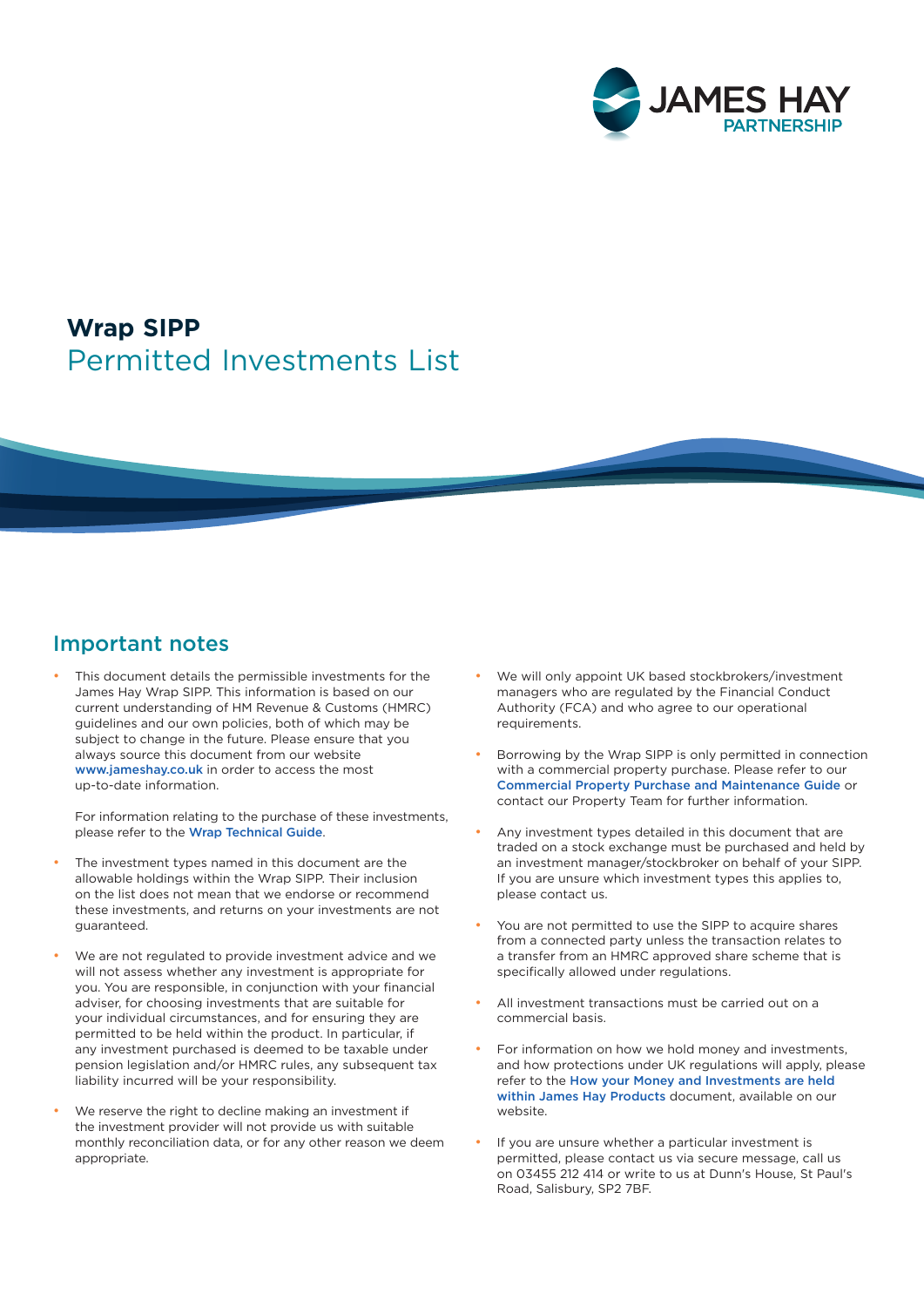# Wrap SIPP
## Permitted Investments List

## Important notes

- This document details the permissible investments for the James Hay Wrap SIPP. This information is based on our current understanding of HM Revenue & Customs (HMRC) guidelines and our own policies, both of which may be subject to change in the future. Please ensure that you always source this document from our website www.jameshay.co.uk in order to access the most up-to-date information.

  For information relating to the purchase of these investments, please refer to the Wrap Technical Guide.

- The investment types named in this document are the allowable holdings within the Wrap SIPP. Their inclusion on the list does not mean that we endorse or recommend these investments, and returns on your investments are not guaranteed.

- We are not regulated to provide investment advice and we will not assess whether any investment is appropriate for you. You are responsible, in conjunction with your financial adviser, for choosing investments that are suitable for your individual circumstances, and for ensuring they are permitted to be held within the product. In particular, if any investment purchased is deemed to be taxable under pension legislation and/or HMRC rules, any subsequent tax liability incurred will be your responsibility.

- We reserve the right to decline making an investment if the investment provider will not provide us with suitable monthly reconciliation data, or for any other reason we deem appropriate.

- We will only appoint UK based stockbrokers/investment managers who are regulated by the Financial Conduct Authority (FCA) and who agree to our operational requirements.

- Borrowing by the Wrap SIPP is only permitted in connection with a commercial property purchase. Please refer to our Commercial Property Purchase and Maintenance Guide or contact our Property Team for further information.

- Any investment types detailed in this document that are traded on a stock exchange must be purchased and held by an investment manager/stockbroker on behalf of your SIPP. If you are unsure which investment types this applies to, please contact us.

- You are not permitted to use the SIPP to acquire shares from a connected party unless the transaction relates to a transfer from an HMRC approved share scheme that is specifically allowed under regulations.

- All investment transactions must be carried out on a commercial basis.

- For information on how we hold money and investments, and how protections under UK regulations will apply, please refer to the How your Money and Investments are held within James Hay Products document, available on our website.

- If you are unsure whether a particular investment is permitted, please contact us via secure message, call us on 03455 212 414 or write to us at Dunn's House, St Paul's Road, Salisbury, SP2 7BF.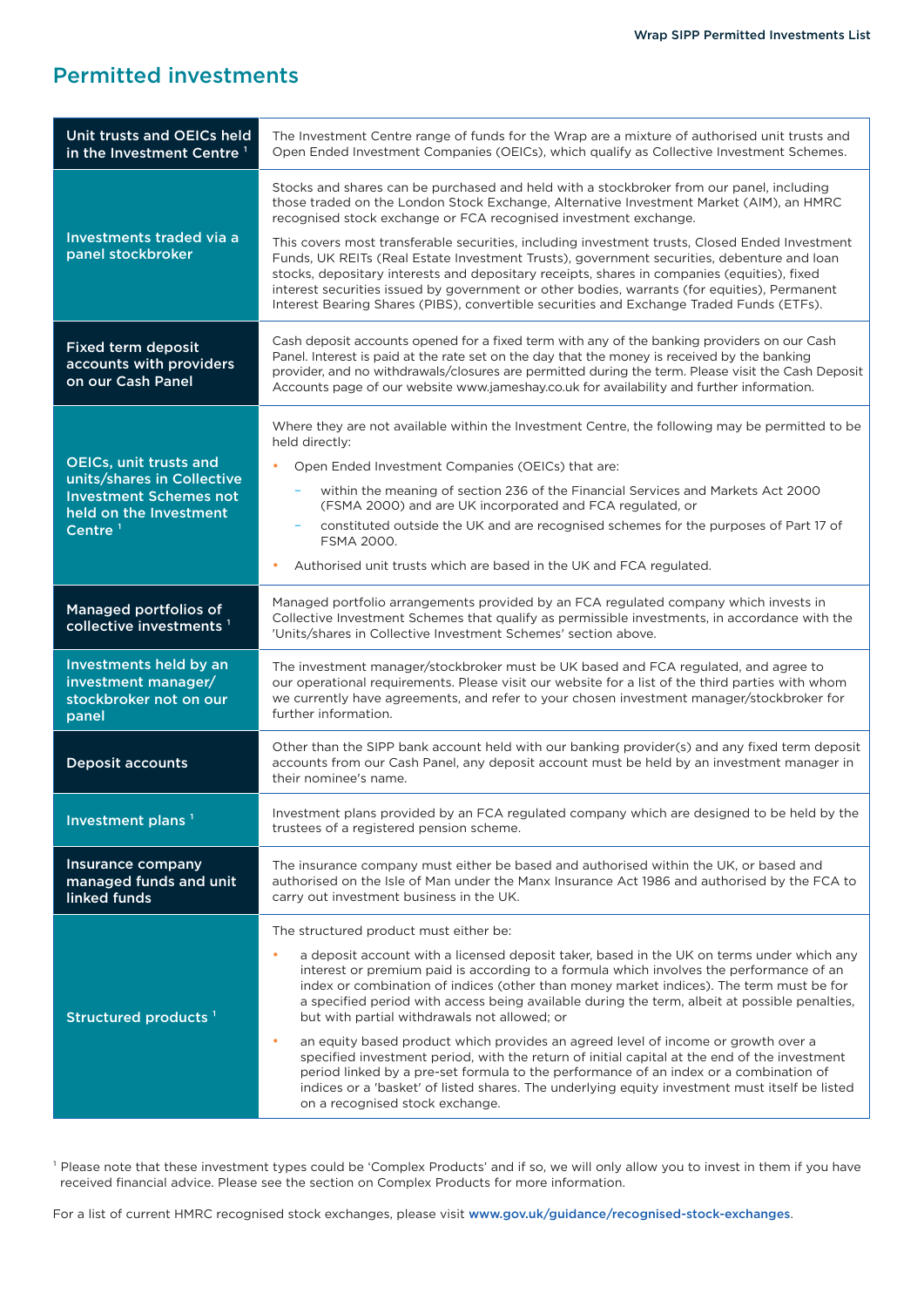## Permitted investments

| | |
|---|---|
| **Unit trusts and OEICs held in the Investment Centre** [1] | The Investment Centre range of funds for the Wrap are a mixture of authorised unit trusts and Open Ended Investment Companies (OEICs), which qualify as Collective Investment Schemes. |
| **Investments traded via a panel stockbroker** | Stocks and shares can be purchased and held with a stockbroker from our panel, including those traded on the London Stock Exchange, Alternative Investment Market (AIM), an HMRC recognised stock exchange or FCA recognised investment exchange.<br><br>This covers most transferable securities, including investment trusts, Closed Ended Investment Funds, UK REITs (Real Estate Investment Trusts), government securities, debenture and loan stocks, depositary interests and depositary receipts, shares in companies (equities), fixed interest securities issued by government or other bodies, warrants (for equities), Permanent Interest Bearing Shares (PIBS), convertible securities and Exchange Traded Funds (ETFs). |
| **Fixed term deposit accounts with providers on our Cash Panel** | Cash deposit accounts opened for a fixed term with any of the banking providers on our Cash Panel. Interest is paid at the rate set on the day that the money is received by the banking provider, and no withdrawals/closures are permitted during the term. Please visit the Cash Deposit Accounts page of our website www.jameshay.co.uk for availability and further information. |
| **OEICs, unit trusts and units/shares in Collective Investment Schemes not held on the Investment Centre** [1] | Where they are not available within the Investment Centre, the following may be permitted to be held directly:<br>• Open Ended Investment Companies (OEICs) that are:<br>&nbsp;&nbsp;– within the meaning of section 236 of the Financial Services and Markets Act 2000 (FSMA 2000) and are UK incorporated and FCA regulated, or<br>&nbsp;&nbsp;– constituted outside the UK and are recognised schemes for the purposes of Part 17 of FSMA 2000.<br>• Authorised unit trusts which are based in the UK and FCA regulated. |
| **Managed portfolios of collective investments** [1] | Managed portfolio arrangements provided by an FCA regulated company which invests in Collective Investment Schemes that qualify as permissible investments, in accordance with the 'Units/shares in Collective Investment Schemes' section above. |
| **Investments held by an investment manager/ stockbroker not on our panel** | The investment manager/stockbroker must be UK based and FCA regulated, and agree to our operational requirements. Please visit our website for a list of the third parties with whom we currently have agreements, and refer to your chosen investment manager/stockbroker for further information. |
| **Deposit accounts** | Other than the SIPP bank account held with our banking provider(s) and any fixed term deposit accounts from our Cash Panel, any deposit account must be held by an investment manager in their nominee's name. |
| **Investment plans** [1] | Investment plans provided by an FCA regulated company which are designed to be held by the trustees of a registered pension scheme. |
| **Insurance company managed funds and unit linked funds** | The insurance company must either be based and authorised within the UK, or based and authorised on the Isle of Man under the Manx Insurance Act 1986 and authorised by the FCA to carry out investment business in the UK. |
| **Structured products** [1] | The structured product must either be:<br>• a deposit account with a licensed deposit taker, based in the UK on terms under which any interest or premium paid is according to a formula which involves the performance of an index or combination of indices (other than money market indices). The term must be for a specified period with access being available during the term, albeit at possible penalties, but with partial withdrawals not allowed; or<br>• an equity based product which provides an agreed level of income or growth over a specified investment period, with the return of initial capital at the end of the investment period linked by a pre-set formula to the performance of an index or a combination of indices or a 'basket' of listed shares. The underlying equity investment must itself be listed on a recognised stock exchange. |

[1] Please note that these investment types could be 'Complex Products' and if so, we will only allow you to invest in them if you have received financial advice. Please see the section on Complex Products for more information.

For a list of current HMRC recognised stock exchanges, please visit www.gov.uk/guidance/recognised-stock-exchanges.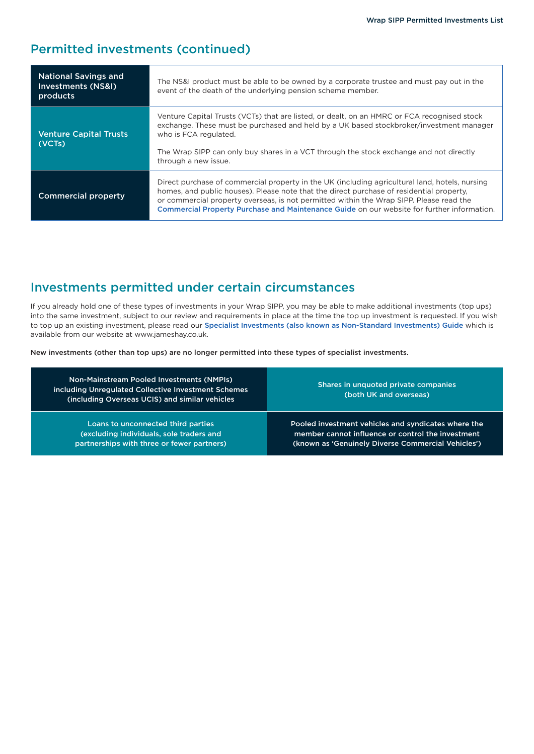## Permitted investments (continued)

| | |
|---|---|
| **National Savings and Investments (NS&I) products** | The NS&I product must be able to be owned by a corporate trustee and must pay out in the event of the death of the underlying pension scheme member. |
| **Venture Capital Trusts (VCTs)** | Venture Capital Trusts (VCTs) that are listed, or dealt, on an HMRC or FCA recognised stock exchange. These must be purchased and held by a UK based stockbroker/investment manager who is FCA regulated.<br><br>The Wrap SIPP can only buy shares in a VCT through the stock exchange and not directly through a new issue. |
| **Commercial property** | Direct purchase of commercial property in the UK (including agricultural land, hotels, nursing homes, and public houses). Please note that the direct purchase of residential property, or commercial property overseas, is not permitted within the Wrap SIPP. Please read the **Commercial Property Purchase and Maintenance Guide** on our website for further information. |

## Investments permitted under certain circumstances

If you already hold one of these types of investments in your Wrap SIPP, you may be able to make additional investments (top ups) into the same investment, subject to our review and requirements in place at the time the top up investment is requested. If you wish to top up an existing investment, please read our **Specialist Investments (also known as Non-Standard Investments) Guide** which is available from our website at www.jameshay.co.uk.

**New investments (other than top ups) are no longer permitted into these types of specialist investments.**

| | |
|---|---|
| **Non-Mainstream Pooled Investments (NMPIs) including Unregulated Collective Investment Schemes (including Overseas UCIS) and similar vehicles** | **Shares in unquoted private companies (both UK and overseas)** |
| **Loans to unconnected third parties (excluding individuals, sole traders and partnerships with three or fewer partners)** | **Pooled investment vehicles and syndicates where the member cannot influence or control the investment (known as 'Genuinely Diverse Commercial Vehicles')** |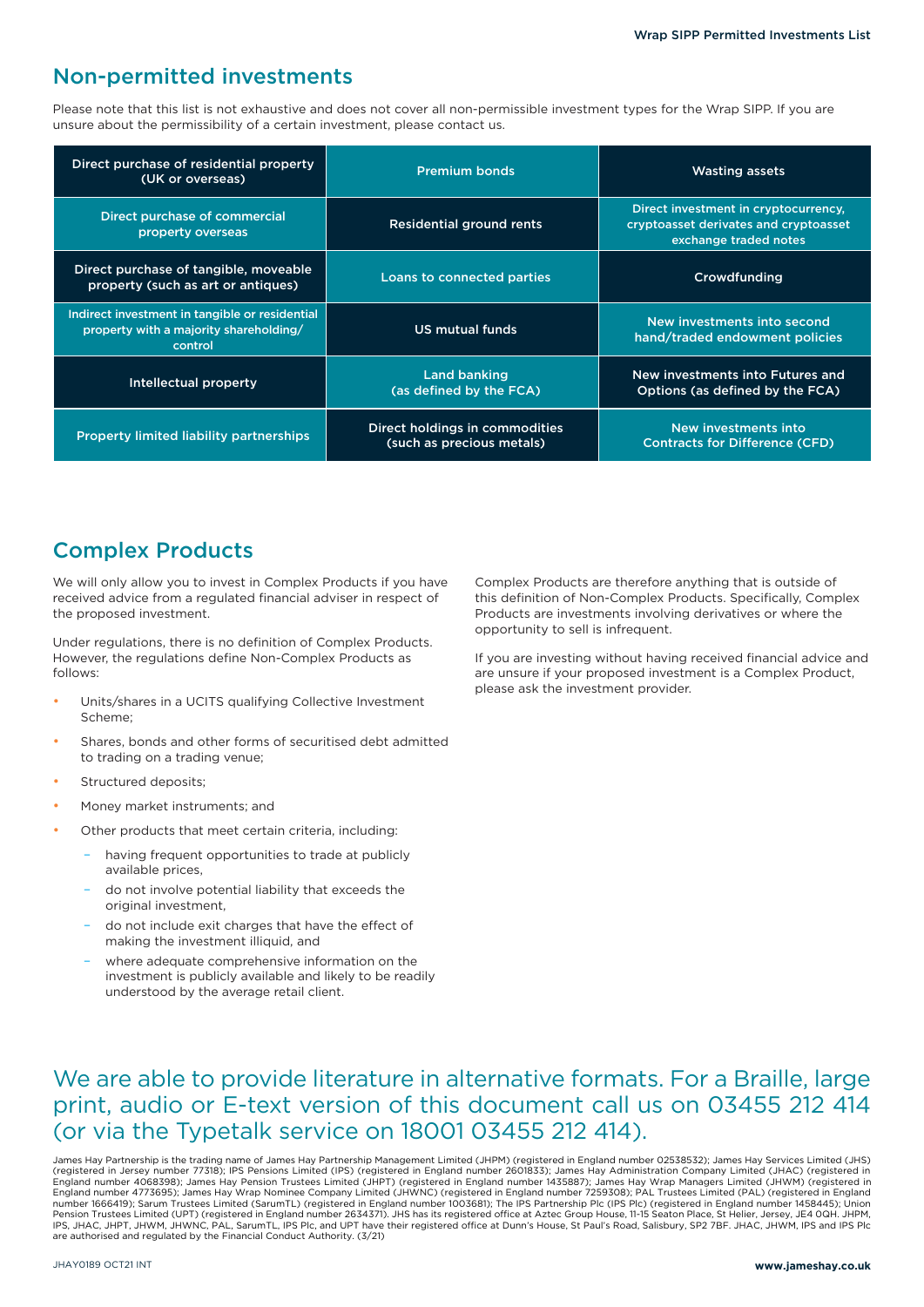## Non-permitted investments

Please note that this list is not exhaustive and does not cover all non-permissible investment types for the Wrap SIPP. If you are unsure about the permissibility of a certain investment, please contact us.

| | | |
|---|---|---|
| Direct purchase of residential property (UK or overseas) | Premium bonds | Wasting assets |
| Direct purchase of commercial property overseas | Residential ground rents | Direct investment in cryptocurrency, cryptoasset derivates and cryptoasset exchange traded notes |
| Direct purchase of tangible, moveable property (such as art or antiques) | Loans to connected parties | Crowdfunding |
| Indirect investment in tangible or residential property with a majority shareholding/ control | US mutual funds | New investments into second hand/traded endowment policies |
| Intellectual property | Land banking (as defined by the FCA) | New investments into Futures and Options (as defined by the FCA) |
| Property limited liability partnerships | Direct holdings in commodities (such as precious metals) | New investments into Contracts for Difference (CFD) |

## Complex Products

We will only allow you to invest in Complex Products if you have received advice from a regulated financial adviser in respect of the proposed investment.

Under regulations, there is no definition of Complex Products. However, the regulations define Non-Complex Products as follows:

- Units/shares in a UCITS qualifying Collective Investment Scheme;
- Shares, bonds and other forms of securitised debt admitted to trading on a trading venue;
- Structured deposits;
- Money market instruments; and
- Other products that meet certain criteria, including:
  - having frequent opportunities to trade at publicly available prices,
  - do not involve potential liability that exceeds the original investment,
  - do not include exit charges that have the effect of making the investment illiquid, and
  - where adequate comprehensive information on the investment is publicly available and likely to be readily understood by the average retail client.

Complex Products are therefore anything that is outside of this definition of Non-Complex Products. Specifically, Complex Products are investments involving derivatives or where the opportunity to sell is infrequent.

If you are investing without having received financial advice and are unsure if your proposed investment is a Complex Product, please ask the investment provider.

We are able to provide literature in alternative formats. For a Braille, large print, audio or E-text version of this document call us on 03455 212 414 (or via the Typetalk service on 18001 03455 212 414).

James Hay Partnership is the trading name of James Hay Partnership Management Limited (JHPM) (registered in England number 02538532); James Hay Services Limited (JHS) (registered in Jersey number 77318); IPS Pensions Limited (IPS) (registered in England number 2601833); James Hay Administration Company Limited (JHAC) (registered in England number 4068398); James Hay Pension Trustees Limited (JHPT) (registered in England number 1435887); James Hay Wrap Managers Limited (JHWM) (registered in England number 4773695); James Hay Wrap Nominee Company Limited (JHWNC) (registered in England number 7259308); PAL Trustees Limited (PAL) (registered in England number 1666419); Sarum Trustees Limited (SarumTL) (registered in England number 1003681); The IPS Partnership Plc (IPS Plc) (registered in England number 1458445); Union Pension Trustees Limited (UPT) (registered in England number 2634371). JHS has its registered office at Aztec Group House, 11-15 Seaton Place, St Helier, Jersey, JE4 0QH. JHPM, IPS, JHAC, JHPT, JHWM, JHWNC, PAL, SarumTL, IPS Plc, and UPT have their registered office at Dunn's House, St Paul's Road, Salisbury, SP2 7BF. JHAC, JHWM, IPS and IPS Plc are authorised and regulated by the Financial Conduct Authority. (3/21)

JHAY0189 OCT21 INT

www.jameshay.co.uk